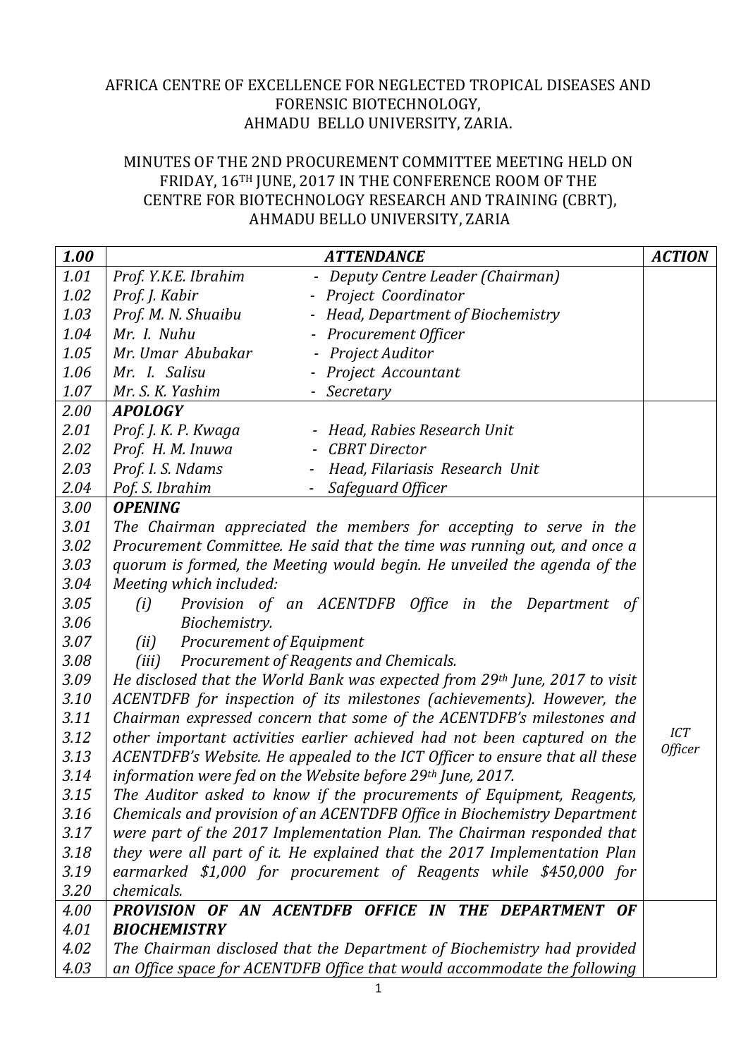AFRICA CENTRE OF EXCELLENCE FOR NEGLECTED TROPICAL DISEASES AND FORENSIC BIOTECHNOLOGY,
AHMADU BELLO UNIVERSITY, ZARIA.

MINUTES OF THE 2ND PROCUREMENT COMMITTEE MEETING HELD ON FRIDAY, 16TH JUNE, 2017 IN THE CONFERENCE ROOM OF THE CENTRE FOR BIOTECHNOLOGY RESEARCH AND TRAINING (CBRT), AHMADU BELLO UNIVERSITY, ZARIA

| ***1.00*** | ***ATTENDANCE*** | ***ACTION*** |
|---|---|---|
| *1.01* | *Prof. Y.K.E. Ibrahim - Deputy Centre Leader (Chairman)* | |
| *1.02* | *Prof. J. Kabir - Project Coordinator* | |
| *1.03* | *Prof. M. N. Shuaibu - Head, Department of Biochemistry* | |
| *1.04* | *Mr. I. Nuhu - Procurement Officer* | |
| *1.05* | *Mr. Umar Abubakar - Project Auditor* | |
| *1.06* | *Mr. I. Salisu - Project Accountant* | |
| *1.07* | *Mr. S. K. Yashim - Secretary* | |
| *2.00* | ***APOLOGY*** | |
| *2.01* | *Prof. J. K. P. Kwaga - Head, Rabies Research Unit* | |
| *2.02* | *Prof. H. M. Inuwa - CBRT Director* | |
| *2.03* | *Prof. I. S. Ndams - Head, Filariasis Research Unit* | |
| *2.04* | *Pof. S. Ibrahim - Safeguard Officer* | |
| *3.00* | ***OPENING*** | |
| *3.01* | *The Chairman appreciated the members for accepting to serve in the* | |
| *3.02* | *Procurement Committee. He said that the time was running out, and once a* | |
| *3.03* | *quorum is formed, the Meeting would begin. He unveiled the agenda of the* | |
| *3.04* | *Meeting which included:* | |
| *3.05* | *(i) Provision of an ACENTDFB Office in the Department of* | |
| *3.06* | *Biochemistry.* | |
| *3.07* | *(ii) Procurement of Equipment* | |
| *3.08* | *(iii) Procurement of Reagents and Chemicals.* | |
| *3.09* | *He disclosed that the World Bank was expected from 29th June, 2017 to visit* | |
| *3.10* | *ACENTDFB for inspection of its milestones (achievements). However, the* | |
| *3.11* | *Chairman expressed concern that some of the ACENTDFB's milestones and* | |
| *3.12* | *other important activities earlier achieved had not been captured on the* | *ICT Officer* |
| *3.13* | *ACENTDFB's Website. He appealed to the ICT Officer to ensure that all these* | |
| *3.14* | *information were fed on the Website before 29th June, 2017.* | |
| *3.15* | *The Auditor asked to know if the procurements of Equipment, Reagents,* | |
| *3.16* | *Chemicals and provision of an ACENTDFB Office in Biochemistry Department* | |
| *3.17* | *were part of the 2017 Implementation Plan. The Chairman responded that* | |
| *3.18* | *they were all part of it. He explained that the 2017 Implementation Plan* | |
| *3.19* | *earmarked $1,000 for procurement of Reagents while $450,000 for* | |
| *3.20* | *chemicals.* | |
| *4.00* | ***PROVISION OF AN ACENTDFB OFFICE IN THE DEPARTMENT OF*** | |
| *4.01* | ***BIOCHEMISTRY*** | |
| *4.02* | *The Chairman disclosed that the Department of Biochemistry had provided* | |
| *4.03* | *an Office space for ACENTDFB Office that would accommodate the following* | |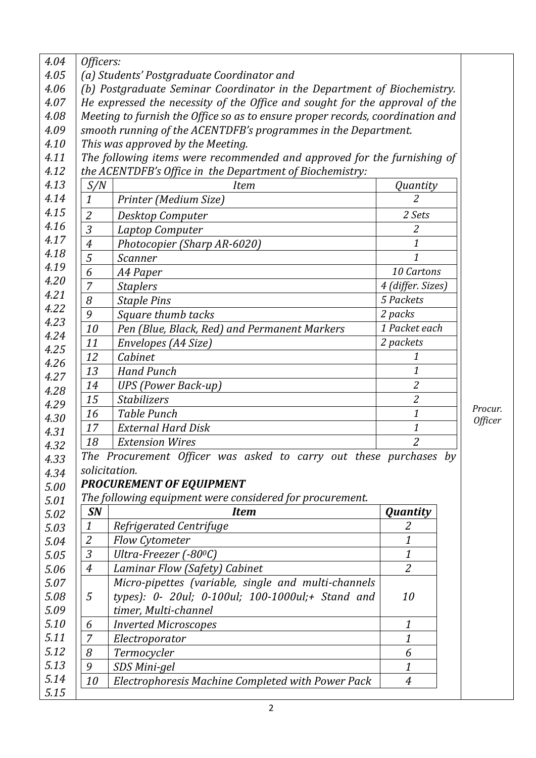*Officers:*

*(a) Students' Postgraduate Coordinator and*

*(b) Postgraduate Seminar Coordinator in the Department of Biochemistry.*

*He expressed the necessity of the Office and sought for the approval of the Meeting to furnish the Office so as to ensure proper records, coordination and smooth running of the ACENTDFB's programmes in the Department.*

*This was approved by the Meeting.*

*The following items were recommended and approved for the furnishing of the ACENTDFB's Office in the Department of Biochemistry:*

| S/N | Item | Quantity |
|---|---|---|
| 1 | Printer (Medium Size) | 2 |
| 2 | Desktop Computer | 2 Sets |
| 3 | Laptop Computer | 2 |
| 4 | Photocopier (Sharp AR-6020) | 1 |
| 5 | Scanner | 1 |
| 6 | A4 Paper | 10 Cartons |
| 7 | Staplers | 4 (differ. Sizes) |
| 8 | Staple Pins | 5 Packets |
| 9 | Square thumb tacks | 2 packs |
| 10 | Pen (Blue, Black, Red) and Permanent Markers | 1 Packet each |
| 11 | Envelopes (A4 Size) | 2 packets |
| 12 | Cabinet | 1 |
| 13 | Hand Punch | 1 |
| 14 | UPS (Power Back-up) | 2 |
| 15 | Stabilizers | 2 |
| 16 | Table Punch | 1 |
| 17 | External Hard Disk | 1 |
| 18 | Extension Wires | 2 |

*The Procurement Officer was asked to carry out these purchases by solicitation.*

*Procur. Officer*

***PROCUREMENT OF EQUIPMENT***

*The following equipment were considered for procurement.*

| SN | Item | Quantity |
|---|---|---|
| 1 | Refrigerated Centrifuge | 2 |
| 2 | Flow Cytometer | 1 |
| 3 | Ultra-Freezer (-80$^0$C) | 1 |
| 4 | Laminar Flow (Safety) Cabinet | 2 |
| 5 | Micro-pipettes (variable, single and multi-channels types): 0- 20ul; 0-100ul; 100-1000ul;+ Stand and timer, Multi-channel | 10 |
| 6 | Inverted Microscopes | 1 |
| 7 | Electroporator | 1 |
| 8 | Termocycler | 6 |
| 9 | SDS Mini-gel | 1 |
| 10 | Electrophoresis Machine Completed with Power Pack | 4 |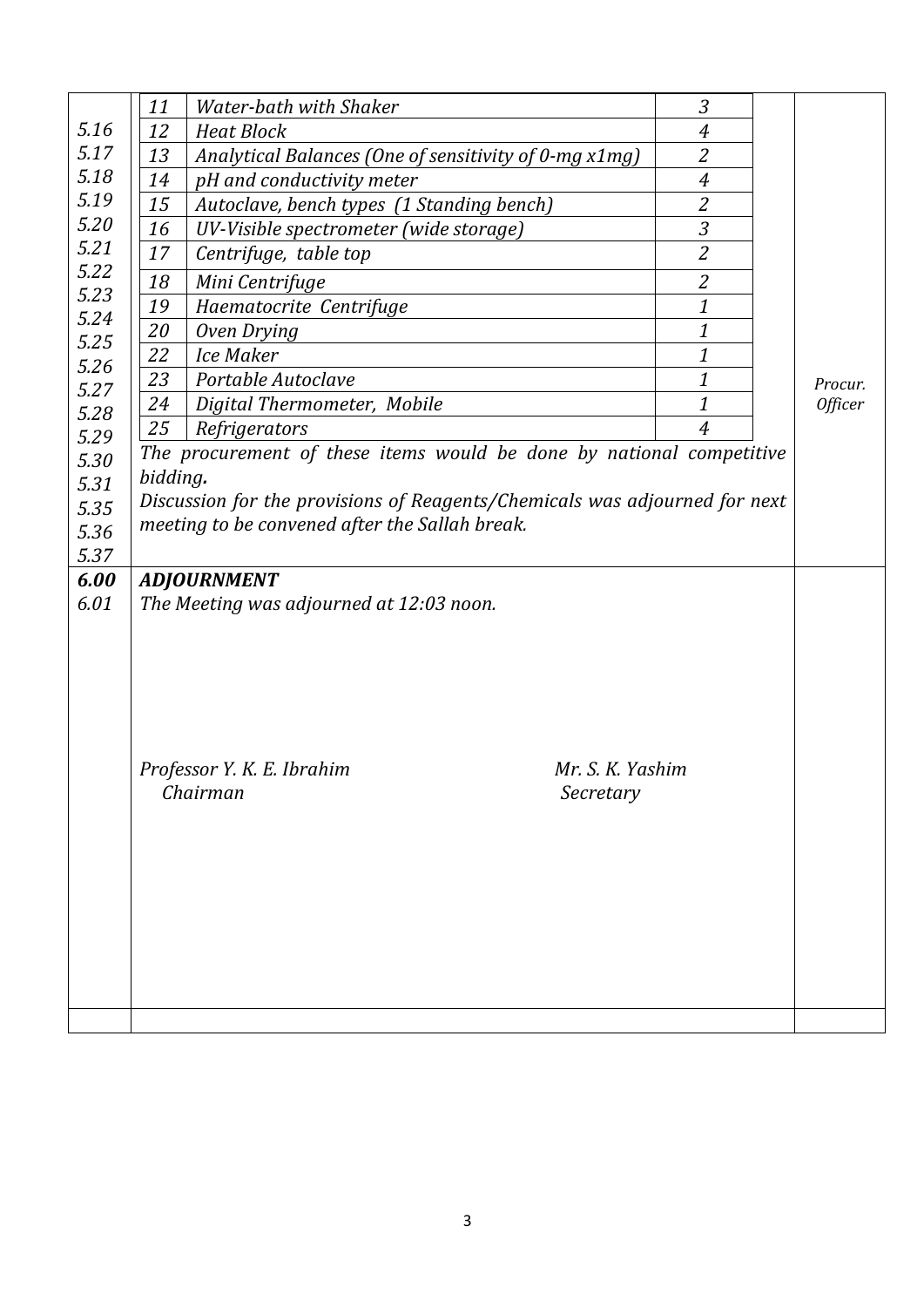| | | | | |
|---|---|---|---|---|
| | 11 | *Water-bath with Shaker* | *3* | |
| *5.16* | 12 | *Heat Block* | *4* | |
| *5.17* | 13 | *Analytical Balances (One of sensitivity of 0-mg x1mg)* | *2* | |
| *5.18* | 14 | *pH and conductivity meter* | *4* | |
| *5.19* | 15 | *Autoclave, bench types (1 Standing bench)* | *2* | |
| *5.20* | 16 | *UV-Visible spectrometer (wide storage)* | *3* | |
| *5.21* | 17 | *Centrifuge, table top* | *2* | |
| *5.22* | 18 | *Mini Centrifuge* | *2* | |
| *5.23* | 19 | *Haematocrite Centrifuge* | *1* | |
| *5.24* | 20 | *Oven Drying* | *1* | |
| *5.25* | 22 | *Ice Maker* | *1* | |
| *5.26* | 23 | *Portable Autoclave* | *1* | *Procur. Officer* |
| *5.27* | 24 | *Digital Thermometer, Mobile* | *1* | |
| *5.28* | 25 | *Refrigerators* | *4* | |

*5.29*
*5.30*
*5.31*
*5.35*
*5.36*
*5.37*

*The procurement of these items would be done by national competitive bidding.*

*Discussion for the provisions of Reagents/Chemicals was adjourned for next meeting to be convened after the Sallah break.*

***6.00 ADJOURNMENT***

*6.01* *The Meeting was adjourned at 12:03 noon.*

*Professor Y. K. E. Ibrahim*
*Chairman*

*Mr. S. K. Yashim*
*Secretary*